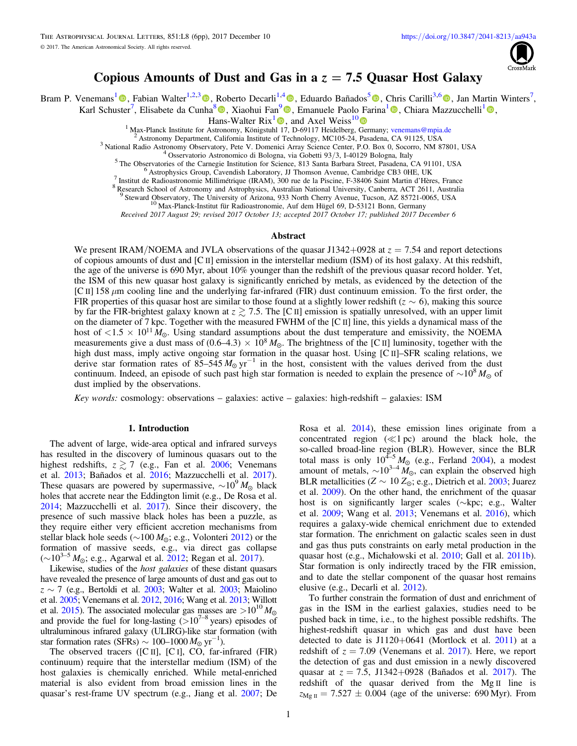# Copious Amounts of Dust and Gas in a $z = 7.5$ Quasar Host Galaxy

Bram P. Venemans[1], Fabian Walter[1,2,3], Roberto Decarli[1,4], Eduardo Bañados[5], Chris Carilli[3,6], Jan Martin Winters[7], Karl Schuster[7], Elisabete da Cunha[8], Xiaohui Fan[9], Emanuele Paolo Farina[1], Chiara Mazzucchelli[1], Hans-Walter Rix[1], and Axel Weiss[10]

[1] Max-Planck Institute for Astronomy, Königstuhl 17, D-69117 Heidelberg, Germany; venemans@mpia.de
[2] Astronomy Department, California Institute of Technology, MC105-24, Pasadena, CA 91125, USA
[3] National Radio Astronomy Observatory, Pete V. Domenici Array Science Center, P.O. Box 0, Socorro, NM 87801, USA
[4] Osservatorio Astronomico di Bologna, via Gobetti 93/3, I-40129 Bologna, Italy
[5] The Observatories of the Carnegie Institution for Science, 813 Santa Barbara Street, Pasadena, CA 91101, USA
[6] Astrophysics Group, Cavendish Laboratory, JJ Thomson Avenue, Cambridge CB3 0HE, UK
[7] Institut de Radioastronomie Millimétrique (IRAM), 300 rue de la Piscine, F-38406 Saint Martin d'Hères, France
[8] Research School of Astronomy and Astrophysics, Australian National University, Canberra, ACT 2611, Australia
[9] Steward Observatory, The University of Arizona, 933 North Cherry Avenue, Tucson, AZ 85721-0065, USA
[10] Max-Planck-Institut für Radioastronomie, Auf dem Hügel 69, D-53121 Bonn, Germany

*Received 2017 August 29; revised 2017 October 13; accepted 2017 October 17; published 2017 December 6*

## Abstract

We present IRAM/NOEMA and JVLA observations of the quasar J1342+0928 at $z = 7.54$ and report detections of copious amounts of dust and [C II] emission in the interstellar medium (ISM) of its host galaxy. At this redshift, the age of the universe is 690 Myr, about 10% younger than the redshift of the previous quasar record holder. Yet, the ISM of this new quasar host galaxy is significantly enriched by metals, as evidenced by the detection of the [C II] 158 $\mu$m cooling line and the underlying far-infrared (FIR) dust continuum emission. To the first order, the FIR properties of this quasar host are similar to those found at a slightly lower redshift ($z \sim 6$), making this source by far the FIR-brightest galaxy known at $z \gtrsim 7.5$. The [C II] emission is spatially unresolved, with an upper limit on the diameter of 7 kpc. Together with the measured FWHM of the [C II] line, this yields a dynamical mass of the host of $<1.5 \times 10^{11}\,M_\odot$. Using standard assumptions about the dust temperature and emissivity, the NOEMA measurements give a dust mass of $(0.6–4.3) \times 10^8\,M_\odot$. The brightness of the [C II] luminosity, together with the high dust mass, imply active ongoing star formation in the quasar host. Using [C II]–SFR scaling relations, we derive star formation rates of 85–545 $M_\odot\,\mathrm{yr}^{-1}$ in the host, consistent with the values derived from the dust continuum. Indeed, an episode of such past high star formation is needed to explain the presence of $\sim 10^8\,M_\odot$ of dust implied by the observations.

*Key words:* cosmology: observations – galaxies: active – galaxies: high-redshift – galaxies: ISM

## 1. Introduction

The advent of large, wide-area optical and infrared surveys has resulted in the discovery of luminous quasars out to the highest redshifts, $z \gtrsim 7$ (e.g., Fan et al. 2006; Venemans et al. 2013; Bañados et al. 2016; Mazzucchelli et al. 2017). These quasars are powered by supermassive, $\sim 10^9\,M_\odot$ black holes that accrete near the Eddington limit (e.g., De Rosa et al. 2014; Mazzucchelli et al. 2017). Since their discovery, the presence of such massive black holes has been a puzzle, as they require either very efficient accretion mechanisms from stellar black hole seeds ($\sim 100\,M_\odot$; e.g., Volonteri 2012) or the formation of massive seeds, e.g., via direct gas collapse ($\sim 10^{3–5}\,M_\odot$; e.g., Agarwal et al. 2012; Regan et al. 2017).

Likewise, studies of the *host galaxies* of these distant quasars have revealed the presence of large amounts of dust and gas out to $z \sim 7$ (e.g., Bertoldi et al. 2003; Walter et al. 2003; Maiolino et al. 2005; Venemans et al. 2012, 2016; Wang et al. 2013; Willott et al. 2015). The associated molecular gas masses are $>10^{10}\,M_\odot$ and provide the fuel for long-lasting ($>10^{7–8}$ years) episodes of ultraluminous infrared galaxy (ULIRG)-like star formation (with star formation rates (SFRs) $\sim$ 100–1000 $M_\odot\,\mathrm{yr}^{-1}$).

The observed tracers ([C II], [C I], CO, far-infrared (FIR) continuum) require that the interstellar medium (ISM) of the host galaxies is chemically enriched. While metal-enriched material is also evident from broad emission lines in the quasar's rest-frame UV spectrum (e.g., Jiang et al. 2007; De Rosa et al. 2014), these emission lines originate from a concentrated region ($\ll$1 pc) around the black hole, the so-called broad-line region (BLR). However, since the BLR total mass is only $10^{4–5}\,M_\odot$ (e.g., Ferland 2004), a modest amount of metals, $\sim 10^{3–4}\,M_\odot$, can explain the observed high BLR metallicities ($Z \sim 10\,Z_\odot$; e.g., Dietrich et al. 2003; Juarez et al. 2009). On the other hand, the enrichment of the quasar host is on significantly larger scales ($\sim$kpc; e.g., Walter et al. 2009; Wang et al. 2013; Venemans et al. 2016), which requires a galaxy-wide chemical enrichment due to extended star formation. The enrichment on galactic scales seen in dust and gas thus puts constraints on early metal production in the quasar host (e.g., Michałowski et al. 2010; Gall et al. 2011b). Star formation is only indirectly traced by the FIR emission, and to date the stellar component of the quasar host remains elusive (e.g., Decarli et al. 2012).

To further constrain the formation of dust and enrichment of gas in the ISM in the earliest galaxies, studies need to be pushed back in time, i.e., to the highest possible redshifts. The highest-redshift quasar in which gas and dust have been detected to date is J1120+0641 (Mortlock et al. 2011) at a redshift of $z = 7.09$ (Venemans et al. 2017). Here, we report the detection of gas and dust emission in a newly discovered quasar at $z = 7.5$, J1342+0928 (Bañados et al. 2017). The redshift of the quasar derived from the Mg II line is $z_{\mathrm{Mg\,II}} = 7.527 \pm 0.004$ (age of the universe: 690 Myr). From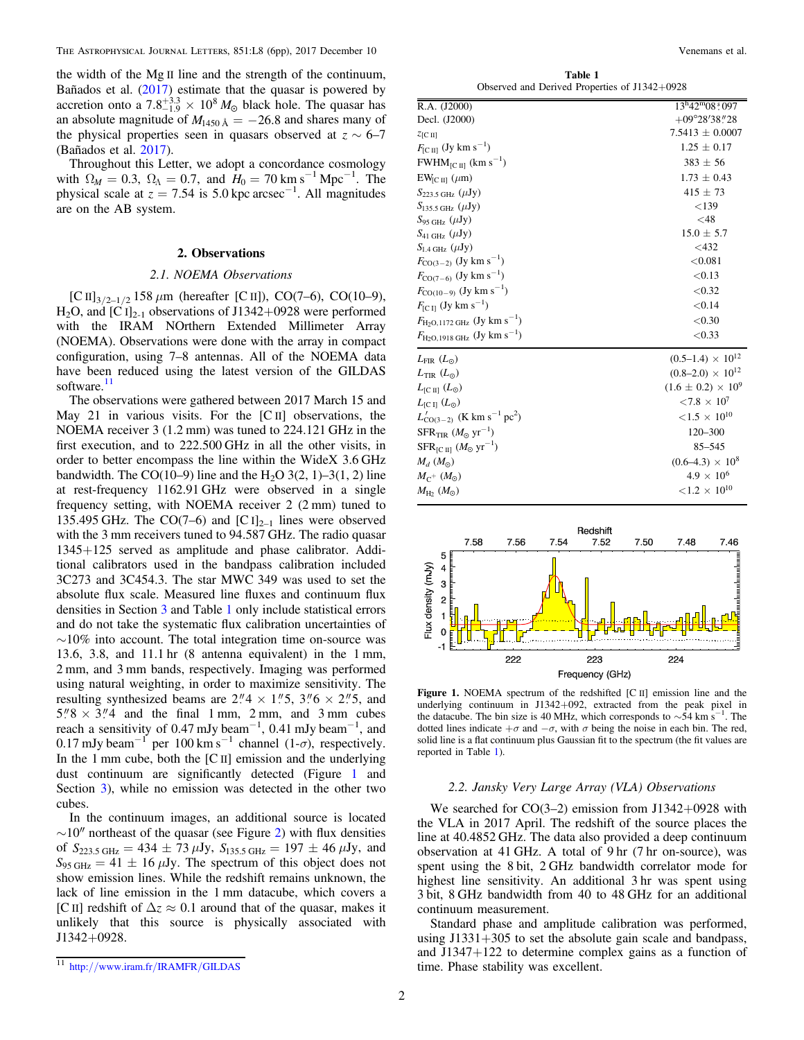the width of the Mg II line and the strength of the continuum, Bañados et al. (2017) estimate that the quasar is powered by accretion onto a $7.8^{+3.3}_{-1.9} \times 10^8\,M_\odot$ black hole. The quasar has an absolute magnitude of $M_{1450\,\text{Å}} = -26.8$ and shares many of the physical properties seen in quasars observed at $z \sim 6$–7 (Bañados et al. 2017).

Throughout this Letter, we adopt a concordance cosmology with $\Omega_M = 0.3$, $\Omega_\Lambda = 0.7$, and $H_0 = 70$ km s$^{-1}$ Mpc$^{-1}$. The physical scale at $z = 7.54$ is 5.0 kpc arcsec$^{-1}$. All magnitudes are on the AB system.

## 2. Observations

### 2.1. NOEMA Observations

[C II]$_{3/2-1/2}$ 158 $\mu$m (hereafter [C II]), CO(7–6), CO(10–9), $H_2O$, and [C I]$_{2-1}$ observations of J1342+0928 were performed with the IRAM NOrthern Extended Millimeter Array (NOEMA). Observations were done with the array in compact configuration, using 7–8 antennas. All of the NOEMA data have been reduced using the latest version of the GILDAS software.[11]

The observations were gathered between 2017 March 15 and May 21 in various visits. For the [C II] observations, the NOEMA receiver 3 (1.2 mm) was tuned to 224.121 GHz in the first execution, and to 222.500 GHz in all the other visits, in order to better encompass the line within the WideX 3.6 GHz bandwidth. The CO(10–9) line and the $H_2O$ 3(2, 1)–3(1, 2) line at rest-frequency 1162.91 GHz were observed in a single frequency setting, with NOEMA receiver 2 (2 mm) tuned to 135.495 GHz. The CO(7–6) and [C I]$_{2-1}$ lines were observed with the 3 mm receivers tuned to 94.587 GHz. The radio quasar 1345+125 served as amplitude and phase calibrator. Additional calibrators used in the bandpass calibration included 3C273 and 3C454.3. The star MWC 349 was used to set the absolute flux scale. Measured line fluxes and continuum flux densities in Section 3 and Table 1 only include statistical errors and do not take the systematic flux calibration uncertainties of ~10% into account. The total integration time on-source was 13.6, 3.8, and 11.1 hr (8 antenna equivalent) in the 1 mm, 2 mm, and 3 mm bands, respectively. Imaging was performed using natural weighting, in order to maximize sensitivity. The resulting synthesized beams are $2\farcs4 \times 1\farcs5$, $3\farcs6 \times 2\farcs5$, and $5\farcs8 \times 3\farcs4$ and the final 1 mm, 2 mm, and 3 mm cubes reach a sensitivity of 0.47 mJy beam$^{-1}$, 0.41 mJy beam$^{-1}$, and 0.17 mJy beam$^{-1}$ per 100 km s$^{-1}$ channel (1-$\sigma$), respectively. In the 1 mm cube, both the [C II] emission and the underlying dust continuum are significantly detected (Figure 1 and Section 3), while no emission was detected in the other two cubes.

In the continuum images, an additional source is located ~10″ northeast of the quasar (see Figure 2) with flux densities of $S_{223.5\,\text{GHz}} = 434 \pm 73\,\mu$Jy, $S_{135.5\,\text{GHz}} = 197 \pm 46\,\mu$Jy, and $S_{95\,\text{GHz}} = 41 \pm 16\,\mu$Jy. The spectrum of this object does not show emission lines. While the redshift remains unknown, the lack of line emission in the 1 mm datacube, which covers a [C II] redshift of $\Delta z \approx 0.1$ around that of the quasar, makes it unlikely that this source is physically associated with J1342+0928.

[11] http://www.iram.fr/IRAMFR/GILDAS

**Table 1**
Observed and Derived Properties of J1342+0928

| | |
|---|---|
| R.A. (J2000) | $13^h42^m08\overset{s}{.}097$ |
| Decl. (J2000) | $+09°28'38\farcs28$ |
| $z_{[\text{C II}]}$ | 7.5413 ± 0.0007 |
| $F_{[\text{C II}]}$ (Jy km s$^{-1}$) | 1.25 ± 0.17 |
| FWHM$_{[\text{C II}]}$ (km s$^{-1}$) | 383 ± 56 |
| EW$_{[\text{C II}]}$ ($\mu$m) | 1.73 ± 0.43 |
| $S_{223.5\,\text{GHz}}$ ($\mu$Jy) | 415 ± 73 |
| $S_{135.5\,\text{GHz}}$ ($\mu$Jy) | <139 |
| $S_{95\,\text{GHz}}$ ($\mu$Jy) | <48 |
| $S_{41\,\text{GHz}}$ ($\mu$Jy) | 15.0 ± 5.7 |
| $S_{1.4\,\text{GHz}}$ ($\mu$Jy) | <432 |
| $F_{\text{CO(3-2)}}$ (Jy km s$^{-1}$) | <0.081 |
| $F_{\text{CO(7-6)}}$ (Jy km s$^{-1}$) | <0.13 |
| $F_{\text{CO(10-9)}}$ (Jy km s$^{-1}$) | <0.32 |
| $F_{[\text{C I}]}$ (Jy km s$^{-1}$) | <0.14 |
| $F_{\text{H}_2\text{O},1172\,\text{GHz}}$ (Jy km s$^{-1}$) | <0.30 |
| $F_{\text{H}_2\text{O},1918\,\text{GHz}}$ (Jy km s$^{-1}$) | <0.33 |
| $L_{\text{FIR}}$ ($L_\odot$) | (0.5–1.4) × $10^{12}$ |
| $L_{\text{TIR}}$ ($L_\odot$) | (0.8–2.0) × $10^{12}$ |
| $L_{[\text{C II}]}$ ($L_\odot$) | (1.6 ± 0.2) × $10^9$ |
| $L_{[\text{C I}]}$ ($L_\odot$) | <7.8 × $10^7$ |
| $L'_{\text{CO(3-2)}}$ (K km s$^{-1}$ pc$^2$) | <1.5 × $10^{10}$ |
| SFR$_{\text{TIR}}$ ($M_\odot$ yr$^{-1}$) | 120–300 |
| SFR$_{[\text{C II}]}$ ($M_\odot$ yr$^{-1}$) | 85–545 |
| $M_d$ ($M_\odot$) | (0.6–4.3) × $10^8$ |
| $M_{\text{C}^+}$ ($M_\odot$) | 4.9 × $10^6$ |
| $M_{\text{H}_2}$ ($M_\odot$) | <1.2 × $10^{10}$ |

**Figure 1.** NOEMA spectrum of the redshifted [C II] emission line and the underlying continuum in J1342+092, extracted from the peak pixel in the datacube. The bin size is 40 MHz, which corresponds to ~54 km s$^{-1}$. The dotted lines indicate $+\sigma$ and $-\sigma$, with $\sigma$ being the noise in each bin. The red, solid line is a flat continuum plus Gaussian fit to the spectrum (the fit values are reported in Table 1).

### 2.2. Jansky Very Large Array (VLA) Observations

We searched for CO(3–2) emission from J1342+0928 with the VLA in 2017 April. The redshift of the source places the line at 40.4852 GHz. The data also provided a deep continuum observation at 41 GHz. A total of 9 hr (7 hr on-source), was spent using the 8 bit, 2 GHz bandwidth correlator mode for highest line sensitivity. An additional 3 hr was spent using 3 bit, 8 GHz bandwidth from 40 to 48 GHz for an additional continuum measurement.

Standard phase and amplitude calibration was performed, using J1331+305 to set the absolute gain scale and bandpass, and J1347+122 to determine complex gains as a function of time. Phase stability was excellent.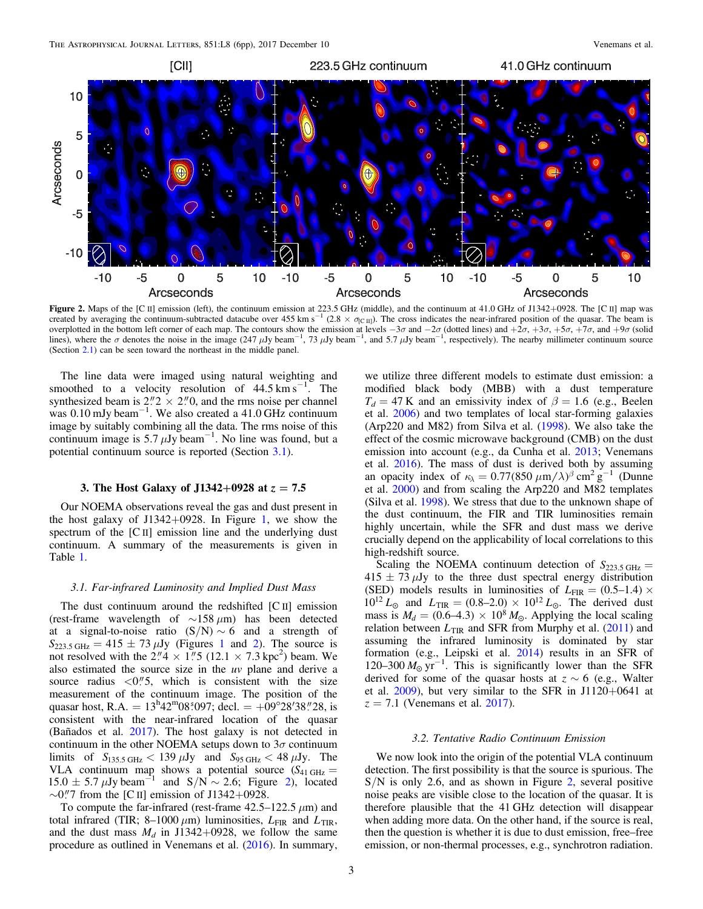**Figure 2.** Maps of the [C II] emission (left), the continuum emission at 223.5 GHz (middle), and the continuum at 41.0 GHz of J1342+0928. The [C II] map was created by averaging the continuum-subtracted datacube over 455 km s$^{-1}$ ($2.8 \times \sigma_{[\mathrm{C\,II}]}$). The cross indicates the near-infrared position of the quasar. The beam is overplotted in the bottom left corner of each map. The contours show the emission at levels $-3\sigma$ and $-2\sigma$ (dotted lines) and $+2\sigma$, $+3\sigma$, $+5\sigma$, $+7\sigma$, and $+9\sigma$ (solid lines), where the $\sigma$ denotes the noise in the image (247 $\mu$Jy beam$^{-1}$, 73 $\mu$Jy beam$^{-1}$, and 5.7 $\mu$Jy beam$^{-1}$, respectively). The nearby millimeter continuum source (Section 2.1) can be seen toward the northeast in the middle panel.

The line data were imaged using natural weighting and smoothed to a velocity resolution of 44.5 km s$^{-1}$. The synthesized beam is $2\farcs2 \times 2\farcs0$, and the rms noise per channel was 0.10 mJy beam$^{-1}$. We also created a 41.0 GHz continuum image by suitably combining all the data. The rms noise of this continuum image is 5.7 $\mu$Jy beam$^{-1}$. No line was found, but a potential continuum source is reported (Section 3.1).

## 3. The Host Galaxy of J1342+0928 at $z = 7.5$

Our NOEMA observations reveal the gas and dust present in the host galaxy of J1342+0928. In Figure 1, we show the spectrum of the [C II] emission line and the underlying dust continuum. A summary of the measurements is given in Table 1.

### 3.1. Far-infrared Luminosity and Implied Dust Mass

The dust continuum around the redshifted [C II] emission (rest-frame wavelength of $\sim$158 $\mu$m) has been detected at a signal-to-noise ratio (S/N) $\sim$ 6 and a strength of $S_{223.5\,\mathrm{GHz}} = 415 \pm 73$ $\mu$Jy (Figures 1 and 2). The source is not resolved with the $2\farcs4 \times 1\farcs5$ (12.1 $\times$ 7.3 kpc$^2$) beam. We also estimated the source size in the *uv* plane and derive a source radius $<0\farcs5$, which is consistent with the size measurement of the continuum image. The position of the quasar host, R.A. = 13$^{\mathrm{h}}$42$^{\mathrm{m}}$08$^{\mathrm{s}}$.097; decl. = +09°28′38″.28, is consistent with the near-infrared location of the quasar (Bañados et al. 2017). The host galaxy is not detected in continuum in the other NOEMA setups down to 3$\sigma$ continuum limits of $S_{135.5\,\mathrm{GHz}} < 139$ $\mu$Jy and $S_{95\,\mathrm{GHz}} < 48$ $\mu$Jy. The VLA continuum map shows a potential source ($S_{41\,\mathrm{GHz}} = 15.0 \pm 5.7$ $\mu$Jy beam$^{-1}$ and S/N $\sim$ 2.6; Figure 2), located $\sim0\farcs7$ from the [C II] emission of J1342+0928.

To compute the far-infrared (rest-frame 42.5–122.5 $\mu$m) and total infrared (TIR; 8–1000 $\mu$m) luminosities, $L_{\mathrm{FIR}}$ and $L_{\mathrm{TIR}}$, and the dust mass $M_d$ in J1342+0928, we follow the same procedure as outlined in Venemans et al. (2016). In summary, we utilize three different models to estimate dust emission: a modified black body (MBB) with a dust temperature $T_d = 47$ K and an emissivity index of $\beta = 1.6$ (e.g., Beelen et al. 2006) and two templates of local star-forming galaxies (Arp220 and M82) from Silva et al. (1998). We also take the effect of the cosmic microwave background (CMB) on the dust emission into account (e.g., da Cunha et al. 2013; Venemans et al. 2016). The mass of dust is derived both by assuming an opacity index of $\kappa_\lambda = 0.77(850\,\mu\mathrm{m}/\lambda)^\beta$ cm$^2$ g$^{-1}$ (Dunne et al. 2000) and from scaling the Arp220 and M82 templates (Silva et al. 1998). We stress that due to the unknown shape of the dust continuum, the FIR and TIR luminosities remain highly uncertain, while the SFR and dust mass we derive crucially depend on the applicability of local correlations to this high-redshift source.

Scaling the NOEMA continuum detection of $S_{223.5\,\mathrm{GHz}} = 415 \pm 73$ $\mu$Jy to the three dust spectral energy distribution (SED) models results in luminosities of $L_{\mathrm{FIR}} = (0.5\text{–}1.4) \times 10^{12}\,L_\odot$ and $L_{\mathrm{TIR}} = (0.8\text{–}2.0) \times 10^{12}\,L_\odot$. The derived dust mass is $M_d = (0.6\text{–}4.3) \times 10^8\,M_\odot$. Applying the local scaling relation between $L_{\mathrm{TIR}}$ and SFR from Murphy et al. (2011) and assuming the infrared luminosity is dominated by star formation (e.g., Leipski et al. 2014) results in an SFR of 120–300 $M_\odot$ yr$^{-1}$. This is significantly lower than the SFR derived for some of the quasar hosts at $z \sim 6$ (e.g., Walter et al. 2009), but very similar to the SFR in J1120+0641 at $z = 7.1$ (Venemans et al. 2017).

### 3.2. Tentative Radio Continuum Emission

We now look into the origin of the potential VLA continuum detection. The first possibility is that the source is spurious. The S/N is only 2.6, and as shown in Figure 2, several positive noise peaks are visible close to the location of the quasar. It is therefore plausible that the 41 GHz detection will disappear when adding more data. On the other hand, if the source is real, then the question is whether it is due to dust emission, free–free emission, or non-thermal processes, e.g., synchrotron radiation.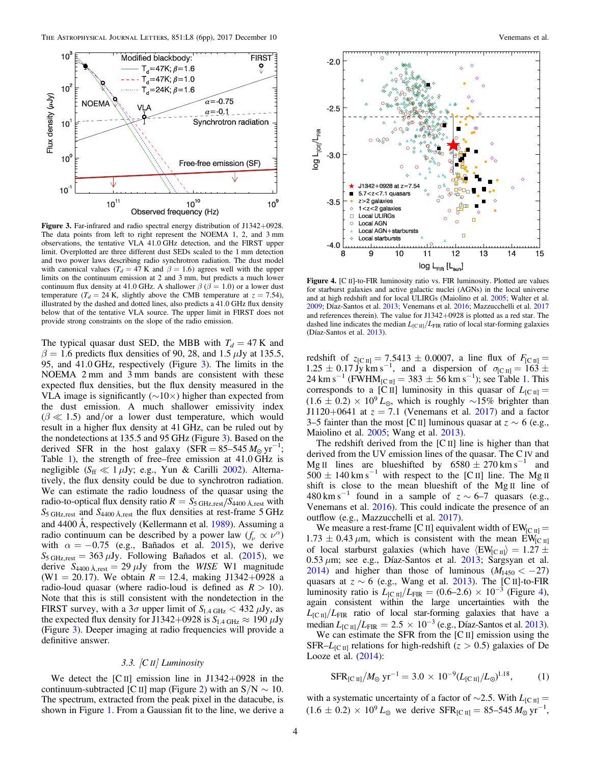Figure 3. Far-infrared and radio spectral energy distribution of J1342+0928. The data points from left to right represent the NOEMA 1, 2, and 3 mm observations, the tentative VLA 41.0 GHz detection, and the FIRST upper limit. Overplotted are three different dust SEDs scaled to the 1 mm detection and two power laws describing radio synchrotron radiation. The dust model with canonical values ($T_d = 47$ K and $\beta = 1.6$) agrees well with the upper limits on the continuum emission at 2 and 3 mm, but predicts a much lower continuum flux density at 41.0 GHz. A shallower $\beta$ ($\beta = 1.0$) or a lower dust temperature ($T_d = 24$ K, slightly above the CMB temperature at $z = 7.54$), illustrated by the dashed and dotted lines, also predicts a 41.0 GHz flux density below that of the tentative VLA source. The upper limit in FIRST does not provide strong constraints on the slope of the radio emission.

The typical quasar dust SED, the MBB with $T_d = 47$ K and $\beta = 1.6$ predicts flux densities of 90, 28, and 1.5 $\mu$Jy at 135.5, 95, and 41.0 GHz, respectively (Figure 3). The limits in the NOEMA 2 mm and 3 mm bands are consistent with these expected flux densities, but the flux density measured in the VLA image is significantly (∼10×) higher than expected from the dust emission. A much shallower emissivity index ($\beta \ll 1.5$) and/or a lower dust temperature, which would result in a higher flux density at 41 GHz, can be ruled out by the nondetections at 135.5 and 95 GHz (Figure 3). Based on the derived SFR in the host galaxy (SFR = 85–545 $M_\odot$ yr$^{-1}$; Table 1), the strength of free–free emission at 41.0 GHz is negligible ($S_{\rm ff} \ll 1$ $\mu$Jy; e.g., Yun & Carilli 2002). Alternatively, the flux density could be due to synchrotron radiation. We can estimate the radio loudness of the quasar using the radio-to-optical flux density ratio $R = S_{5\,\rm GHz,rest}/S_{4400\,Å,\rm rest}$ with $S_{5\,\rm GHz,rest}$ and $S_{4400\,Å,\rm rest}$ the flux densities at rest-frame 5 GHz and 4400 Å, respectively (Kellermann et al. 1989). Assuming a radio continuum can be described by a power law ($f_\nu \propto \nu^\alpha$) with $\alpha = -0.75$ (e.g., Bañados et al. 2015), we derive $S_{5\,\rm GHz,rest} = 363$ $\mu$Jy. Following Bañados et al. (2015), we derive $S_{4400\,Å,\rm rest} = 29$ $\mu$Jy from the *WISE* W1 magnitude (W1 = 20.17). We obtain $R = 12.4$, making J1342+0928 a radio-loud quasar (where radio-loud is defined as $R > 10$). Note that this is still consistent with the nondetection in the FIRST survey, with a 3$\sigma$ upper limit of $S_{1.4\,\rm GHz} < 432$ $\mu$Jy, as the expected flux density for J1342+0928 is $S_{1.4\,\rm GHz} \approx 190$ $\mu$Jy (Figure 3). Deeper imaging at radio frequencies will provide a definitive answer.

### 3.3. [C II] Luminosity

We detect the [C II] emission line in J1342+0928 in the continuum-subtracted [C II] map (Figure 2) with an S/N ∼ 10. The spectrum, extracted from the peak pixel in the datacube, is shown in Figure 1. From a Gaussian fit to the line, we derive a redshift of $z_{\rm [C\,II]} = 7.5413 \pm 0.0007$, a line flux of $F_{\rm [C\,II]} = 1.25 \pm 0.17$ Jy km s$^{-1}$, and a dispersion of $\sigma_{\rm [C\,II]} = 163 \pm 24$ km s$^{-1}$ (FWHM$_{\rm [C\,II]} = 383 \pm 56$ km s$^{-1}$); see Table 1. This corresponds to a [C II] luminosity in this quasar of $L_{\rm [C\,II]} = (1.6 \pm 0.2) \times 10^9\,L_\odot$, which is roughly ∼15% brighter than J1120+0641 at $z = 7.1$ (Venemans et al. 2017) and a factor 3–5 fainter than the most [C II] luminous quasar at $z \sim 6$ (e.g., Maiolino et al. 2005; Wang et al. 2013).

Figure 4. [C II]-to-FIR luminosity ratio vs. FIR luminosity. Plotted are values for starburst galaxies and active galactic nuclei (AGNs) in the local universe and at high redshift and for local ULIRGs (Maiolino et al. 2005; Walter et al. 2009; Díaz-Santos et al. 2013; Venemans et al. 2016; Mazzucchelli et al. 2017 and references therein). The value for J1342+0928 is plotted as a red star. The dashed line indicates the median $L_{\rm [C\,II]}/L_{\rm FIR}$ ratio of local star-forming galaxies (Díaz-Santos et al. 2013).

The redshift derived from the [C II] line is higher than that derived from the UV emission lines of the quasar. The C IV and Mg II lines are blueshifted by $6580 \pm 270$ km s$^{-1}$ and 500 ± 140 km s$^{-1}$ with respect to the [C II] line. The Mg II shift is close to the mean blueshift of the Mg II line of 480 km s$^{-1}$ found in a sample of $z \sim 6$–7 quasars (e.g., Venemans et al. 2016). This could indicate the presence of an outflow (e.g., Mazzucchelli et al. 2017).

We measure a rest-frame [C II] equivalent width of EW$_{\rm [C\,II]} = 1.73 \pm 0.43$ $\mu$m, which is consistent with the mean EW$_{\rm [C\,II]}$ of local starburst galaxies (which have $\langle {\rm EW}_{\rm [C\,II]} \rangle = 1.27 \pm 0.53$ $\mu$m; see e.g., Díaz-Santos et al. 2013; Sargsyan et al. 2014) and higher than those of luminous ($M_{1450} < -27$) quasars at $z \sim 6$ (e.g., Wang et al. 2013). The [C II]-to-FIR luminosity ratio is $L_{\rm [C\,II]}/L_{\rm FIR} = (0.6$–$2.6) \times 10^{-3}$ (Figure 4), again consistent within the large uncertainties with the $L_{\rm [C\,II]}/L_{\rm FIR}$ ratio of local star-forming galaxies that have median $L_{\rm [C\,II]}/L_{\rm FIR} = 2.5 \times 10^{-3}$ (e.g., Díaz-Santos et al. 2013).

We can estimate the SFR from the [C II] emission using the SFR–$L_{\rm [C\,II]}$ relations for high-redshift ($z > 0.5$) galaxies of De Looze et al. (2014):

$$\mathrm{SFR_{[C\,II]}}/M_\odot\,\mathrm{yr}^{-1} = 3.0 \times 10^{-9}(L_{\rm [C\,II]}/L_\odot)^{1.18}, \qquad (1)$$

with a systematic uncertainty of a factor of ∼2.5. With $L_{\rm [C\,II]} = (1.6 \pm 0.2) \times 10^9\,L_\odot$ we derive SFR$_{\rm [C\,II]}$ = 85–545 $M_\odot$ yr$^{-1}$,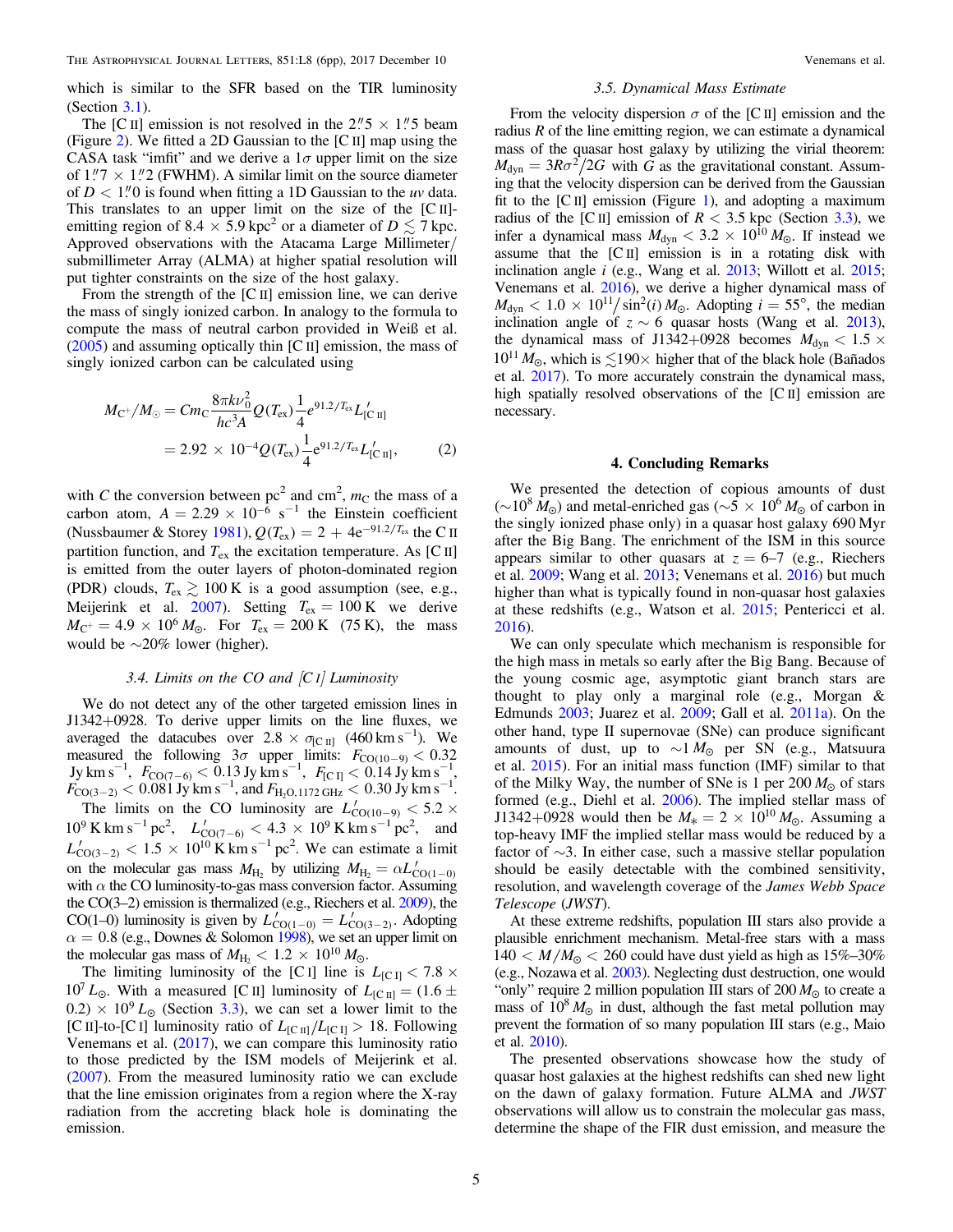which is similar to the SFR based on the TIR luminosity (Section 3.1).

The [C II] emission is not resolved in the $2\farcs5 \times 1\farcs5$ beam (Figure 2). We fitted a 2D Gaussian to the [C II] map using the CASA task "imfit" and we derive a $1\sigma$ upper limit on the size of $1\farcs7 \times 1\farcs2$ (FWHM). A similar limit on the source diameter of $D < 1\farcs0$ is found when fitting a 1D Gaussian to the *uv* data. This translates to an upper limit on the size of the [C II]-emitting region of $8.4 \times 5.9$ kpc$^2$ or a diameter of $D \lesssim 7$ kpc. Approved observations with the Atacama Large Millimeter/submillimeter Array (ALMA) at higher spatial resolution will put tighter constraints on the size of the host galaxy.

From the strength of the [C II] emission line, we can derive the mass of singly ionized carbon. In analogy to the formula to compute the mass of neutral carbon provided in Weiß et al. (2005) and assuming optically thin [C II] emission, the mass of singly ionized carbon can be calculated using

$$
\begin{aligned}
M_{\mathrm{C^+}}/M_\odot &= C m_{\mathrm{C}} \frac{8\pi k \nu_0^2}{hc^3 A} Q(T_{\mathrm{ex}}) \frac{1}{4} e^{91.2/T_{\mathrm{ex}}} L'_{\mathrm{[C\,II]}} \\
&= 2.92 \times 10^{-4} Q(T_{\mathrm{ex}}) \frac{1}{4} e^{91.2/T_{\mathrm{ex}}} L'_{\mathrm{[C\,II]}}, \qquad (2)
\end{aligned}
$$

with $C$ the conversion between pc$^2$ and cm$^2$, $m_{\mathrm{C}}$ the mass of a carbon atom, $A = 2.29 \times 10^{-6}$ s$^{-1}$ the Einstein coefficient (Nussbaumer & Storey 1981), $Q(T_{\mathrm{ex}}) = 2 + 4e^{-91.2/T_{\mathrm{ex}}}$ the C II partition function, and $T_{\mathrm{ex}}$ the excitation temperature. As [C II] is emitted from the outer layers of photon-dominated region (PDR) clouds, $T_{\mathrm{ex}} \gtrsim 100$ K is a good assumption (see, e.g., Meijerink et al. 2007). Setting $T_{\mathrm{ex}} = 100$ K we derive $M_{\mathrm{C^+}} = 4.9 \times 10^6\,M_\odot$. For $T_{\mathrm{ex}} = 200$ K (75 K), the mass would be $\sim$20% lower (higher).

### 3.4. Limits on the CO and [C I] Luminosity

We do not detect any of the other targeted emission lines in J1342+0928. To derive upper limits on the line fluxes, we averaged the datacubes over $2.8 \times \sigma_{\mathrm{[C\,II]}}$ (460 km s$^{-1}$). We measured the following $3\sigma$ upper limits: $F_{\mathrm{CO(10-9)}} < 0.32$ Jy km s$^{-1}$, $F_{\mathrm{CO(7-6)}} < 0.13$ Jy km s$^{-1}$, $F_{\mathrm{[C\,I]}} < 0.14$ Jy km s$^{-1}$, $F_{\mathrm{CO(3-2)}} < 0.081$ Jy km s$^{-1}$, and $F_{\mathrm{H_2O,1172\,GHz}} < 0.30$ Jy km s$^{-1}$.

The limits on the CO luminosity are $L'_{\mathrm{CO(10-9)}} < 5.2 \times 10^9$ K km s$^{-1}$ pc$^2$, $L'_{\mathrm{CO(7-6)}} < 4.3 \times 10^9$ K km s$^{-1}$ pc$^2$, and $L'_{\mathrm{CO(3-2)}} < 1.5 \times 10^{10}$ K km s$^{-1}$ pc$^2$. We can estimate a limit on the molecular gas mass $M_{\mathrm{H_2}}$ by utilizing $M_{\mathrm{H_2}} = \alpha L'_{\mathrm{CO(1-0)}}$ with $\alpha$ the CO luminosity-to-gas mass conversion factor. Assuming the CO(3–2) emission is thermalized (e.g., Riechers et al. 2009), the CO(1–0) luminosity is given by $L'_{\mathrm{CO(1-0)}} = L'_{\mathrm{CO(3-2)}}$. Adopting $\alpha = 0.8$ (e.g., Downes & Solomon 1998), we set an upper limit on the molecular gas mass of $M_{\mathrm{H_2}} < 1.2 \times 10^{10}\,M_\odot$.

The limiting luminosity of the [C I] line is $L_{\mathrm{[C\,I]}} < 7.8 \times 10^7\,L_\odot$. With a measured [C II] luminosity of $L_{\mathrm{[C\,II]}} = (1.6 \pm 0.2) \times 10^9\,L_\odot$ (Section 3.3), we can set a lower limit to the [C II]-to-[C I] luminosity ratio of $L_{\mathrm{[C\,II]}}/L_{\mathrm{[C\,I]}} > 18$. Following Venemans et al. (2017), we can compare this luminosity ratio to those predicted by the ISM models of Meijerink et al. (2007). From the measured luminosity ratio we can exclude that the line emission originates from a region where the X-ray radiation from the accreting black hole is dominating the emission.

### 3.5. Dynamical Mass Estimate

From the velocity dispersion $\sigma$ of the [C II] emission and the radius $R$ of the line emitting region, we can estimate a dynamical mass of the quasar host galaxy by utilizing the virial theorem: $M_{\mathrm{dyn}} = 3R\sigma^2/2G$ with $G$ as the gravitational constant. Assuming that the velocity dispersion can be derived from the Gaussian fit to the [C II] emission (Figure 1), and adopting a maximum radius of the [C II] emission of $R < 3.5$ kpc (Section 3.3), we infer a dynamical mass $M_{\mathrm{dyn}} < 3.2 \times 10^{10}\,M_\odot$. If instead we assume that the [C II] emission is in a rotating disk with inclination angle $i$ (e.g., Wang et al. 2013; Willott et al. 2015; Venemans et al. 2016), we derive a higher dynamical mass of $M_{\mathrm{dyn}} < 1.0 \times 10^{11}/\sin^2(i)\,M_\odot$. Adopting $i = 55°$, the median inclination angle of $z \sim 6$ quasar hosts (Wang et al. 2013), the dynamical mass of J1342+0928 becomes $M_{\mathrm{dyn}} < 1.5 \times 10^{11}\,M_\odot$, which is $\lesssim$190$\times$ higher that of the black hole (Bañados et al. 2017). To more accurately constrain the dynamical mass, high spatially resolved observations of the [C II] emission are necessary.

## 4. Concluding Remarks

We presented the detection of copious amounts of dust ($\sim$$10^8\,M_\odot$) and metal-enriched gas ($\sim$$5 \times 10^6\,M_\odot$ of carbon in the singly ionized phase only) in a quasar host galaxy 690 Myr after the Big Bang. The enrichment of the ISM in this source appears similar to other quasars at $z = 6$–7 (e.g., Riechers et al. 2009; Wang et al. 2013; Venemans et al. 2016) but much higher than what is typically found in non-quasar host galaxies at these redshifts (e.g., Watson et al. 2015; Pentericci et al. 2016).

We can only speculate which mechanism is responsible for the high mass in metals so early after the Big Bang. Because of the young cosmic age, asymptotic giant branch stars are thought to play only a marginal role (e.g., Morgan & Edmunds 2003; Juarez et al. 2009; Gall et al. 2011a). On the other hand, type II supernovae (SNe) can produce significant amounts of dust, up to $\sim$$1\,M_\odot$ per SN (e.g., Matsuura et al. 2015). For an initial mass function (IMF) similar to that of the Milky Way, the number of SNe is 1 per 200 $M_\odot$ of stars formed (e.g., Diehl et al. 2006). The implied stellar mass of J1342+0928 would then be $M_* = 2 \times 10^{10}\,M_\odot$. Assuming a top-heavy IMF the implied stellar mass would be reduced by a factor of $\sim$3. In either case, such a massive stellar population should be easily detectable with the combined sensitivity, resolution, and wavelength coverage of the *James Webb Space Telescope* (*JWST*).

At these extreme redshifts, population III stars also provide a plausible enrichment mechanism. Metal-free stars with a mass $140 < M/M_\odot < 260$ could have dust yield as high as 15%–30% (e.g., Nozawa et al. 2003). Neglecting dust destruction, one would "only" require 2 million population III stars of 200 $M_\odot$ to create a mass of $10^8\,M_\odot$ in dust, although the fast metal pollution may prevent the formation of so many population III stars (e.g., Maio et al. 2010).

The presented observations showcase how the study of quasar host galaxies at the highest redshifts can shed new light on the dawn of galaxy formation. Future ALMA and *JWST* observations will allow us to constrain the molecular gas mass, determine the shape of the FIR dust emission, and measure the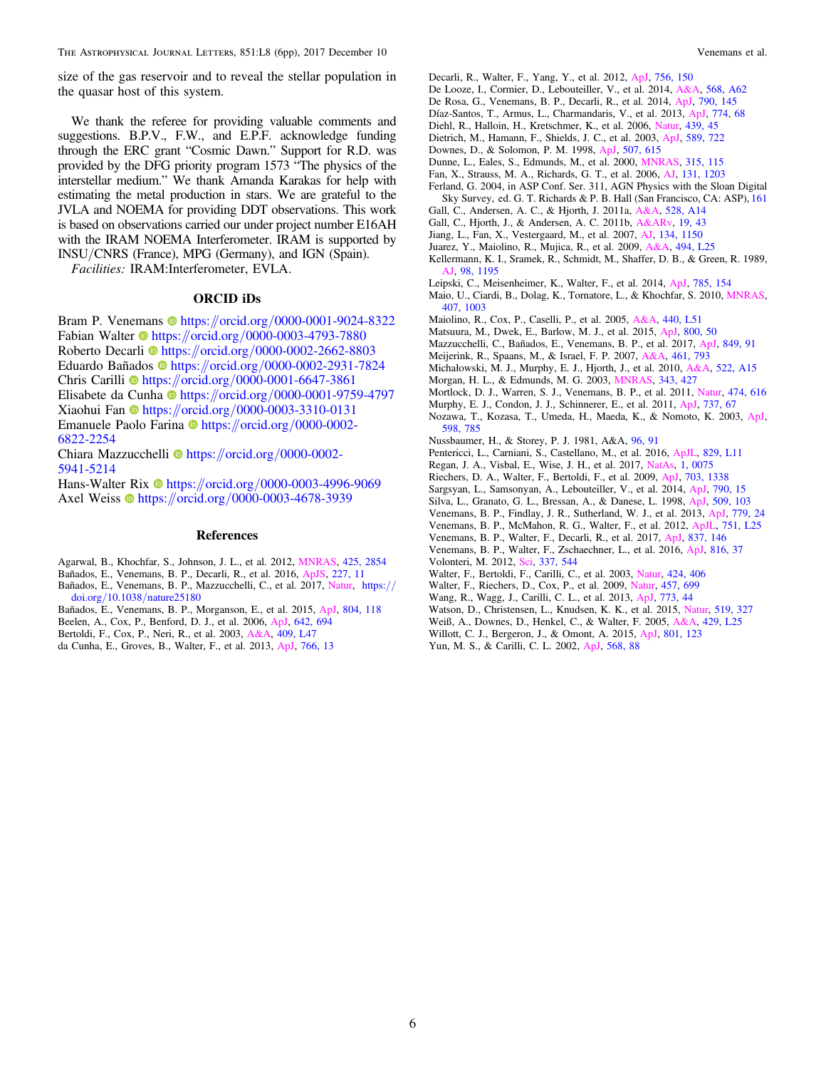size of the gas reservoir and to reveal the stellar population in the quasar host of this system.

We thank the referee for providing valuable comments and suggestions. B.P.V., F.W., and E.P.F. acknowledge funding through the ERC grant "Cosmic Dawn." Support for R.D. was provided by the DFG priority program 1573 "The physics of the interstellar medium." We thank Amanda Karakas for help with estimating the metal production in stars. We are grateful to the JVLA and NOEMA for providing DDT observations. This work is based on observations carried our under project number E16AH with the IRAM NOEMA Interferometer. IRAM is supported by INSU/CNRS (France), MPG (Germany), and IGN (Spain).

*Facilities:* IRAM:Interferometer, EVLA.

## ORCID iDs

Bram P. Venemans https://orcid.org/0000-0001-9024-8322
Fabian Walter https://orcid.org/0000-0003-4793-7880
Roberto Decarli https://orcid.org/0000-0002-2662-8803
Eduardo Bañados https://orcid.org/0000-0002-2931-7824
Chris Carilli https://orcid.org/0000-0001-6647-3861
Elisabete da Cunha https://orcid.org/0000-0001-9759-4797
Xiaohui Fan https://orcid.org/0000-0003-3310-0131
Emanuele Paolo Farina https://orcid.org/0000-0002-6822-2254
Chiara Mazzucchelli https://orcid.org/0000-0002-5941-5214
Hans-Walter Rix https://orcid.org/0000-0003-4996-9069
Axel Weiss https://orcid.org/0000-0003-4678-3939

## References

Agarwal, B., Khochfar, S., Johnson, J. L., et al. 2012, MNRAS, 425, 2854
Bañados, E., Venemans, B. P., Decarli, R., et al. 2016, ApJS, 227, 11
Bañados, E., Venemans, B. P., Mazzucchelli, C., et al. 2017, Natur, https://doi.org/10.1038/nature25180
Bañados, E., Venemans, B. P., Morganson, E., et al. 2015, ApJ, 804, 118
Beelen, A., Cox, P., Benford, D. J., et al. 2006, ApJ, 642, 694
Bertoldi, F., Cox, P., Neri, R., et al. 2003, A&A, 409, L47
da Cunha, E., Groves, B., Walter, F., et al. 2013, ApJ, 766, 13
Decarli, R., Walter, F., Yang, Y., et al. 2012, ApJ, 756, 150
De Looze, I., Cormier, D., Lebouteiller, V., et al. 2014, A&A, 568, A62
De Rosa, G., Venemans, B. P., Decarli, R., et al. 2014, ApJ, 790, 145
Díaz-Santos, T., Armus, L., Charmandaris, V., et al. 2013, ApJ, 774, 68
Diehl, R., Halloin, H., Kretschmer, K., et al. 2006, Natur, 439, 45
Dietrich, M., Hamann, F., Shields, J. C., et al. 2003, ApJ, 589, 722
Downes, D., & Solomon, P. M. 1998, ApJ, 507, 615
Dunne, L., Eales, S., Edmunds, M., et al. 2000, MNRAS, 315, 115
Fan, X., Strauss, M. A., Richards, G. T., et al. 2006, AJ, 131, 1203
Ferland, G. 2004, in ASP Conf. Ser. 311, AGN Physics with the Sloan Digital Sky Survey, ed. G. T. Richards & P. B. Hall (San Francisco, CA: ASP), 161
Gall, C., Andersen, A. C., & Hjorth, J. 2011a, A&A, 528, A14
Gall, C., Hjorth, J., & Andersen, A. C. 2011b, A&ARv, 19, 43
Jiang, L., Fan, X., Vestergaard, M., et al. 2007, AJ, 134, 1150
Juarez, Y., Maiolino, R., Mujica, R., et al. 2009, A&A, 494, L25
Kellermann, K. I., Sramek, R., Schmidt, M., Shaffer, D. B., & Green, R. 1989, AJ, 98, 1195
Leipski, C., Meisenheimer, K., Walter, F., et al. 2014, ApJ, 785, 154
Maio, U., Ciardi, B., Dolag, K., Tornatore, L., & Khochfar, S. 2010, MNRAS, 407, 1003
Maiolino, R., Cox, P., Caselli, P., et al. 2005, A&A, 440, L51
Matsuura, M., Dwek, E., Barlow, M. J., et al. 2015, ApJ, 800, 50
Mazzucchelli, C., Bañados, E., Venemans, B. P., et al. 2017, ApJ, 849, 91
Meijerink, R., Spaans, M., & Israel, F. P. 2007, A&A, 461, 793
Michałowski, M. J., Murphy, E. J., Hjorth, J., et al. 2010, A&A, 522, A15
Morgan, H. L., & Edmunds, M. G. 2003, MNRAS, 343, 427
Mortlock, D. J., Warren, S. J., Venemans, B. P., et al. 2011, Natur, 474, 616
Murphy, E. J., Condon, J. J., Schinnerer, E., et al. 2011, ApJ, 737, 67
Nozawa, T., Kozasa, T., Umeda, H., Maeda, K., & Nomoto, K. 2003, ApJ, 598, 785
Nussbaumer, H., & Storey, P. J. 1981, A&A, 96, 91
Pentericci, L., Carniani, S., Castellano, M., et al. 2016, ApJL, 829, L11
Regan, J. A., Visbal, E., Wise, J. H., et al. 2017, NatAs, 1, 0075
Riechers, D. A., Walter, F., Bertoldi, F., et al. 2009, ApJ, 703, 1338
Sargsyan, L., Samsonyan, A., Lebouteiller, V., et al. 2014, ApJ, 790, 15
Silva, L., Granato, G. L., Bressan, A., & Danese, L. 1998, ApJ, 509, 103
Venemans, B. P., Findlay, J. R., Sutherland, W. J., et al. 2013, ApJ, 779, 24
Venemans, B. P., McMahon, R. G., Walter, F., et al. 2012, ApJL, 751, L25
Venemans, B. P., Walter, F., Decarli, R., et al. 2017, ApJ, 837, 146
Venemans, B. P., Walter, F., Zschaechner, L., et al. 2016, ApJ, 816, 37
Volonteri, M. 2012, Sci, 337, 544
Walter, F., Bertoldi, F., Carilli, C., et al. 2003, Natur, 424, 406
Walter, F., Riechers, D., Cox, P., et al. 2009, Natur, 457, 699
Wang, R., Wagg, J., Carilli, C. L., et al. 2013, ApJ, 773, 44
Watson, D., Christensen, L., Knudsen, K. K., et al. 2015, Natur, 519, 327
Weiß, A., Downes, D., Henkel, C., & Walter, F. 2005, A&A, 429, L25
Willott, C. J., Bergeron, J., & Omont, A. 2015, ApJ, 801, 123
Yun, M. S., & Carilli, C. L. 2002, ApJ, 568, 88